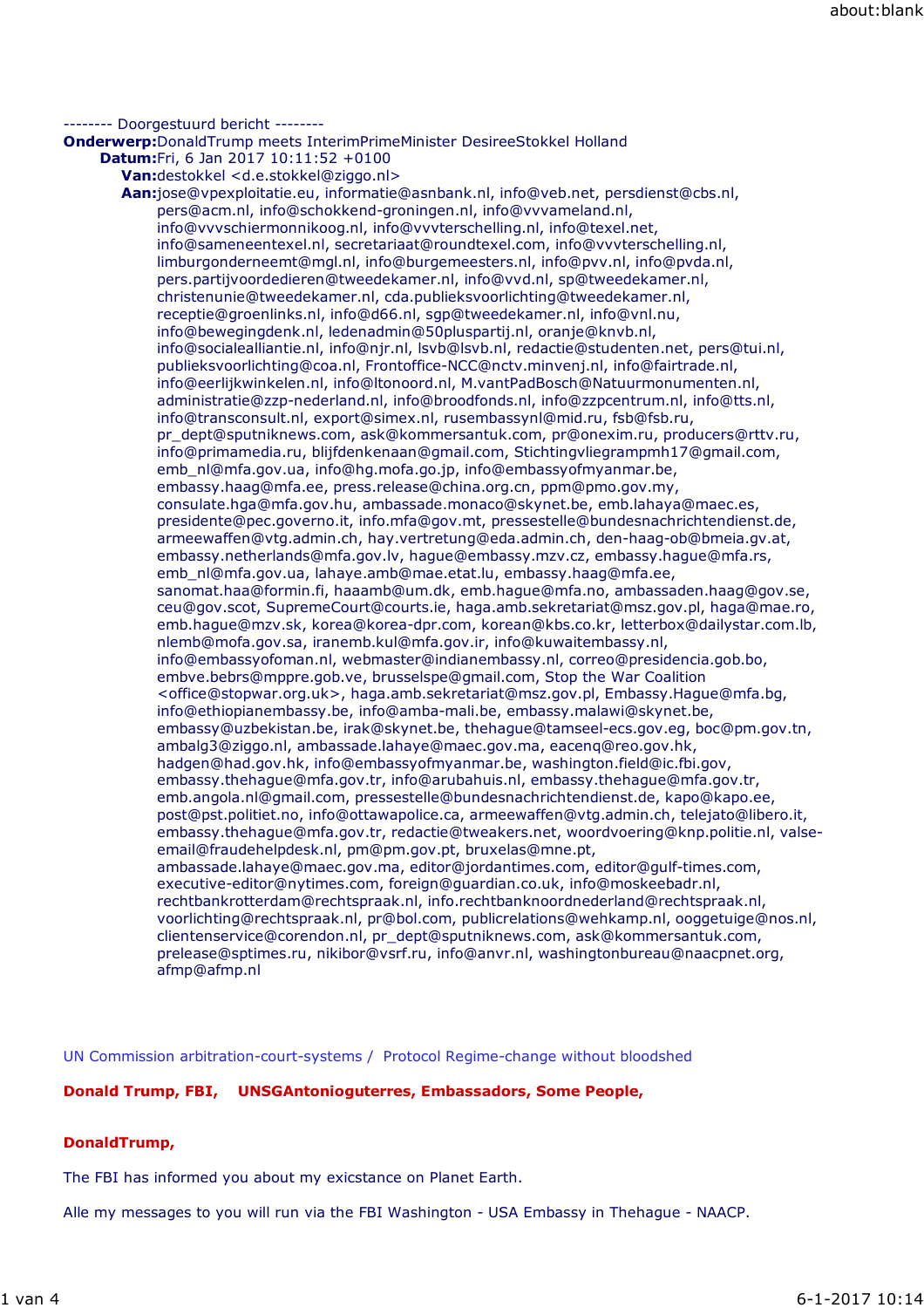-------- Doorgestuurd bericht --------

**Onderwerp:**DonaldTrump meets InterimPrimeMinister DesireeStokkel Holland

**Datum:**Fri, 6 Jan 2017 10:11:52 +0100

**Van:**destokkel <d.e.stokkel@ziggo.nl>

**Aan:**jose@vpexploitatie.eu, informatie@asnbank.nl, info@veb.net, persdienst@cbs.nl, pers@acm.nl, info@schokkend-groningen.nl, info@vvvameland.nl, info@vvvschiermonnikoog.nl, info@vvvterschelling.nl, info@texel.net, info@sameneentexel.nl, secretariaat@roundtexel.com, info@vvvterschelling.nl, limburgonderneemt@mgl.nl, info@burgemeesters.nl, info@pvv.nl, info@pvda.nl, pers.partijvoordedieren@tweedekamer.nl, info@vvd.nl, sp@tweedekamer.nl, christenunie@tweedekamer.nl, cda.publieksvoorlichting@tweedekamer.nl, receptie@groenlinks.nl, info@d66.nl, sgp@tweedekamer.nl, info@vnl.nu, info@bewegingdenk.nl, ledenadmin@50pluspartij.nl, oranje@knvb.nl, info@socialealliantie.nl, info@njr.nl, lsvb@lsvb.nl, redactie@studenten.net, pers@tui.nl, publieksvoorlichting@coa.nl, Frontoffice-NCC@nctv.minvenj.nl, info@fairtrade.nl, info@eerlijkwinkelen.nl, info@ltonoord.nl, M.vantPadBosch@Natuurmonumenten.nl, administratie@zzp-nederland.nl, info@broodfonds.nl, info@zzpcentrum.nl, info@tts.nl, info@transconsult.nl, export@simex.nl, rusembassynl@mid.ru, fsb@fsb.ru, pr_dept@sputniknews.com, ask@kommersantuk.com, pr@onexim.ru, producers@rttv.ru, info@primamedia.ru, blijfdenkenaan@gmail.com, Stichtingvliegrampmh17@gmail.com, emb_nl@mfa.gov.ua, info@hg.mofa.go.jp, info@embassyofmyanmar.be, embassy.haag@mfa.ee, press.release@china.org.cn, ppm@pmo.gov.my, consulate.hga@mfa.gov.hu, ambassade.monaco@skynet.be, emb.lahaya@maec.es, presidente@pec.governo.it, info.mfa@gov.mt, pressestelle@bundesnachrichtendienst.de, armeewaffen@vtg.admin.ch, hay.vertretung@eda.admin.ch, den-haag-ob@bmeia.gv.at, embassy.netherlands@mfa.gov.lv, hague@embassy.mzv.cz, embassy.hague@mfa.rs, emb_nl@mfa.gov.ua, lahaye.amb@mae.etat.lu, embassy.haag@mfa.ee, sanomat.haa@formin.fi, haaamb@um.dk, emb.hague@mfa.no, ambassaden.haag@gov.se, ceu@gov.scot, SupremeCourt@courts.ie, haga.amb.sekretariat@msz.gov.pl, haga@mae.ro, emb.hague@mzv.sk, korea@korea-dpr.com, korean@kbs.co.kr, letterbox@dailystar.com.lb, nlemb@mofa.gov.sa, iranemb.kul@mfa.gov.ir, info@kuwaitembassy.nl, info@embassyofoman.nl, webmaster@indianembassy.nl, correo@presidencia.gob.bo, embve.bebrs@mppre.gob.ve, brusselspe@gmail.com, Stop the War Coalition <office@stopwar.org.uk>, haga.amb.sekretariat@msz.gov.pl, Embassy.Hague@mfa.bg, info@ethiopianembassy.be, info@amba-mali.be, embassy.malawi@skynet.be, embassy@uzbekistan.be, irak@skynet.be, thehague@tamseel-ecs.gov.eg, boc@pm.gov.tn, ambalg3@ziggo.nl, ambassade.lahaye@maec.gov.ma, eacenq@reo.gov.hk, hadgen@had.gov.hk, info@embassyofmyanmar.be, washington.field@ic.fbi.gov, embassy.thehague@mfa.gov.tr, info@arubahuis.nl, embassy.thehague@mfa.gov.tr, emb.angola.nl@gmail.com, pressestelle@bundesnachrichtendienst.de, kapo@kapo.ee, post@pst.politiet.no, info@ottawapolice.ca, armeewaffen@vtg.admin.ch, telejato@libero.it, embassy.thehague@mfa.gov.tr, redactie@tweakers.net, woordvoering@knp.politie.nl, valse-email@fraudehelpdesk.nl, pm@pm.gov.pt, bruxelas@mne.pt, ambassade.lahaye@maec.gov.ma, editor@jordantimes.com, editor@gulf-times.com, executive-editor@nytimes.com, foreign@guardian.co.uk, info@moskeebadr.nl, rechtbankrotterdam@rechtspraak.nl, info.rechtbanknoordnederland@rechtspraak.nl, voorlichting@rechtspraak.nl, pr@bol.com, publicrelations@wehkamp.nl, ooggetuige@nos.nl, clientenservice@corendon.nl, pr_dept@sputniknews.com, ask@kommersantuk.com, prelease@sptimes.ru, nikibor@vsrf.ru, info@anvr.nl, washingtonbureau@naacpnet.org, afmp@afmp.nl

UN Commission arbitration-court-systems / Protocol Regime-change without bloodshed

**Donald Trump, FBI, UNSGAntonioguterres, Embassadors, Some People,**

**DonaldTrump,**

The FBI has informed you about my exicstance on Planet Earth.

Alle my messages to you will run via the FBI Washington - USA Embassy in Thehague - NAACP.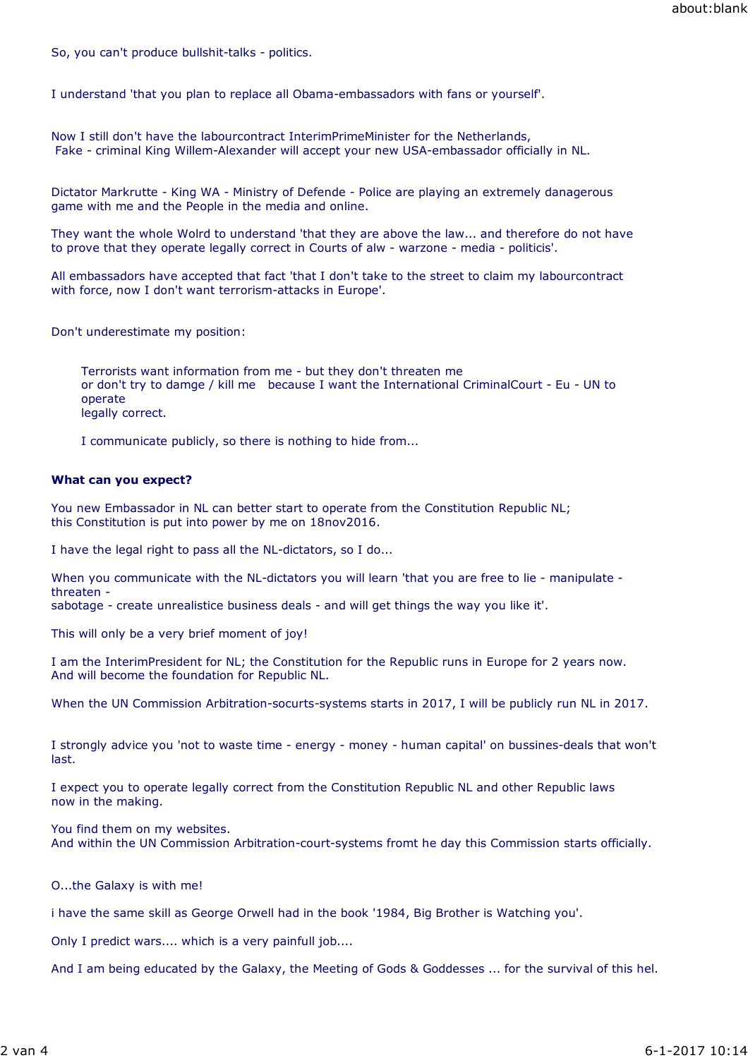So, you can't produce bullshit-talks - politics.

I understand 'that you plan to replace all Obama-embassadors with fans or yourself'.

Now I still don't have the labourcontract InterimPrimeMinister for the Netherlands,
Fake - criminal King Willem-Alexander will accept your new USA-embassador officially in NL.

Dictator Markrutte - King WA - Ministry of Defende - Police are playing an extremely danagerous game with me and the People in the media and online.

They want the whole Wolrd to understand 'that they are above the law... and therefore do not have to prove that they operate legally correct in Courts of alw - warzone - media - politicis'.

All embassadors have accepted that fact 'that I don't take to the street to claim my labourcontract with force, now I don't want terrorism-attacks in Europe'.

Don't underestimate my position:

> Terrorists want information from me - but they don't threaten me
> or don't try to damge / kill me because I want the International CriminalCourt - Eu - UN to operate
> legally correct.
>
> I communicate publicly, so there is nothing to hide from...

**What can you expect?**

You new Embassador in NL can better start to operate from the Constitution Republic NL;
this Constitution is put into power by me on 18nov2016.

I have the legal right to pass all the NL-dictators, so I do...

When you communicate with the NL-dictators you will learn 'that you are free to lie - manipulate - threaten -
sabotage - create unrealistice business deals - and will get things the way you like it'.

This will only be a very brief moment of joy!

I am the InterimPresident for NL; the Constitution for the Republic runs in Europe for 2 years now.
And will become the foundation for Republic NL.

When the UN Commission Arbitration-socurts-systems starts in 2017, I will be publicly run NL in 2017.

I strongly advice you 'not to waste time - energy - money - human capital' on bussines-deals that won't last.

I expect you to operate legally correct from the Constitution Republic NL and other Republic laws
now in the making.

You find them on my websites.
And within the UN Commission Arbitration-court-systems fromt he day this Commission starts officially.

O...the Galaxy is with me!

i have the same skill as George Orwell had in the book '1984, Big Brother is Watching you'.

Only I predict wars.... which is a very painfull job....

And I am being educated by the Galaxy, the Meeting of Gods & Goddesses ... for the survival of this hel.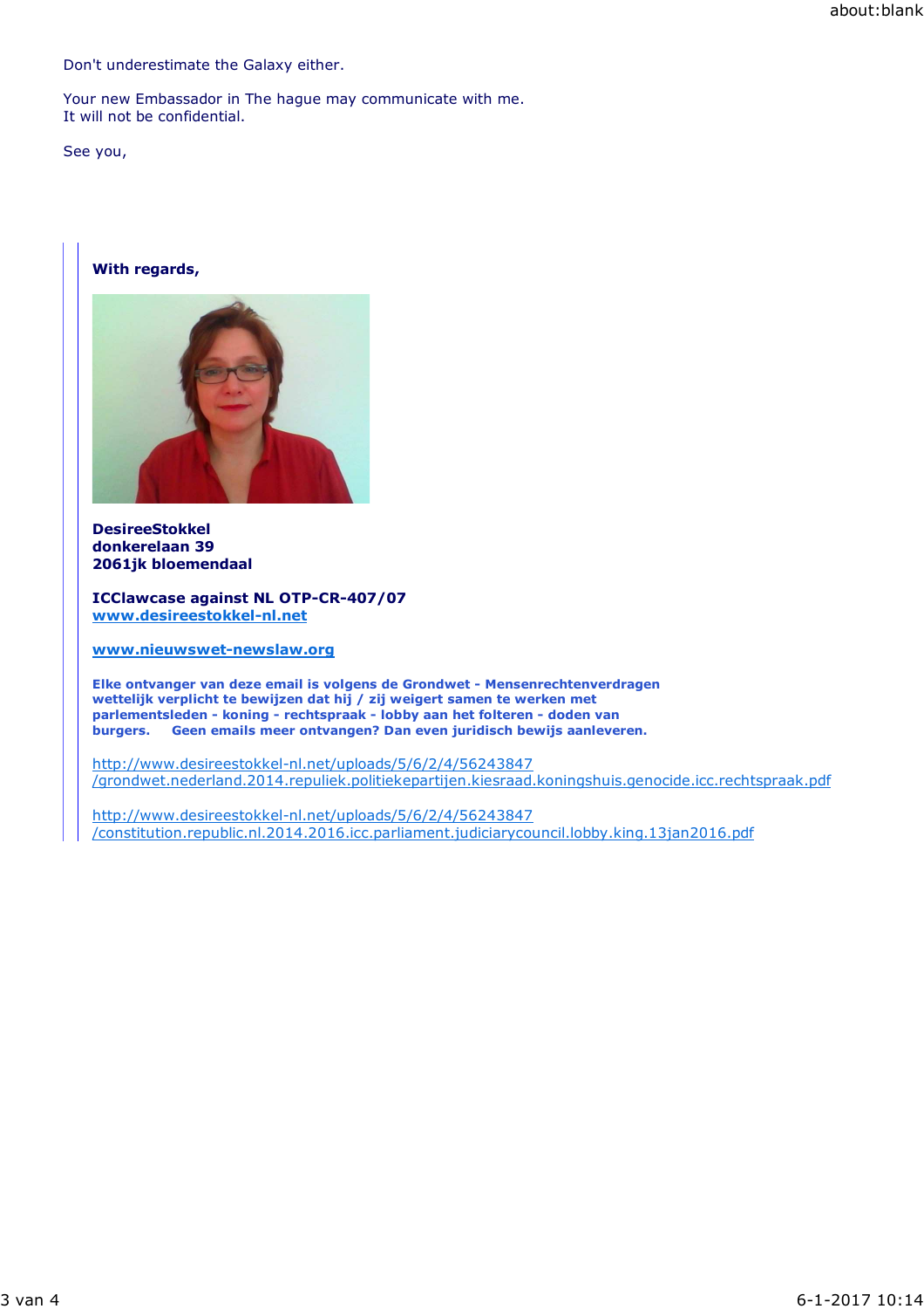Don't underestimate the Galaxy either.

Your new Embassador in The hague may communicate with me.
It will not be confidential.

See you,

> **With regards,**
>
> **DesireeStokkel**
> **donkerelaan 39**
> **2061jk bloemendaal**
>
> **ICClawcase against NL OTP-CR-407/07**
> **[www.desireestokkel-nl.net](http://www.desireestokkel-nl.net)**
>
> **[www.nieuwswet-newslaw.org](http://www.nieuwswet-newslaw.org)**
>
> **Elke ontvanger van deze email is volgens de Grondwet - Mensenrechtenverdragen wettelijk verplicht te bewijzen dat hij / zij weigert samen te werken met parlementsleden - koning - rechtspraak - lobby aan het folteren - doden van burgers. Geen emails meer ontvangen? Dan even juridisch bewijs aanleveren.**
>
> http://www.desireestokkel-nl.net/uploads/5/6/2/4/56243847/grondwet.nederland.2014.repuliek.politiekepartijen.kiesraad.koningshuis.genocide.icc.rechtspraak.pdf
>
> http://www.desireestokkel-nl.net/uploads/5/6/2/4/56243847/constitution.republic.nl.2014.2016.icc.parliament.judiciarycouncil.lobby.king.13jan2016.pdf